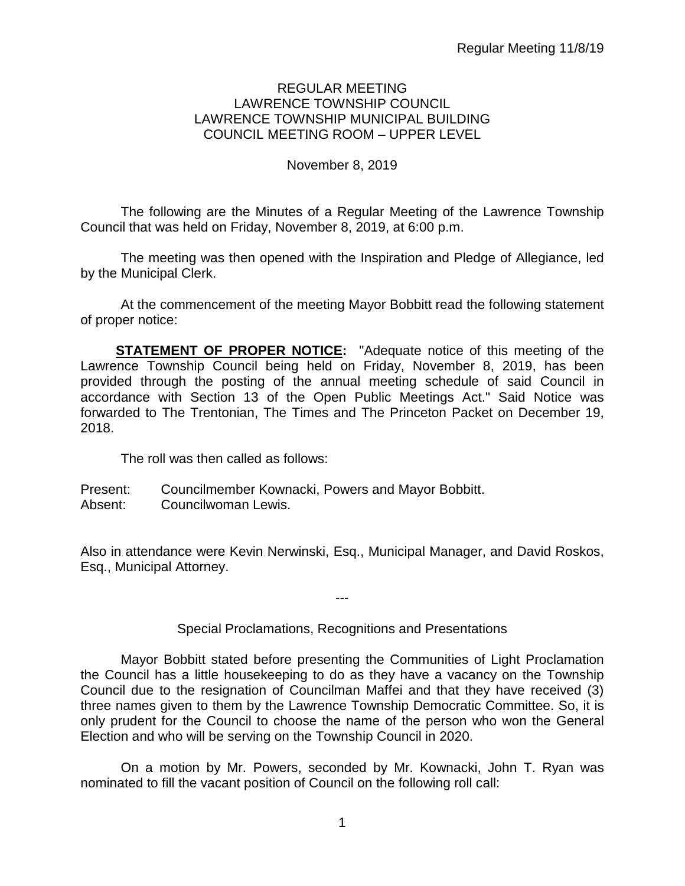REGULAR MEETING
LAWRENCE TOWNSHIP COUNCIL
LAWRENCE TOWNSHIP MUNICIPAL BUILDING
COUNCIL MEETING ROOM – UPPER LEVEL

November 8, 2019

The following are the Minutes of a Regular Meeting of the Lawrence Township Council that was held on Friday, November 8, 2019, at 6:00 p.m.

The meeting was then opened with the Inspiration and Pledge of Allegiance, led by the Municipal Clerk.

At the commencement of the meeting Mayor Bobbitt read the following statement of proper notice:

**STATEMENT OF PROPER NOTICE:** "Adequate notice of this meeting of the Lawrence Township Council being held on Friday, November 8, 2019, has been provided through the posting of the annual meeting schedule of said Council in accordance with Section 13 of the Open Public Meetings Act." Said Notice was forwarded to The Trentonian, The Times and The Princeton Packet on December 19, 2018.

The roll was then called as follows:

Present: Councilmember Kownacki, Powers and Mayor Bobbitt.
Absent: Councilwoman Lewis.

Also in attendance were Kevin Nerwinski, Esq., Municipal Manager, and David Roskos, Esq., Municipal Attorney.

---

Special Proclamations, Recognitions and Presentations

Mayor Bobbitt stated before presenting the Communities of Light Proclamation the Council has a little housekeeping to do as they have a vacancy on the Township Council due to the resignation of Councilman Maffei and that they have received (3) three names given to them by the Lawrence Township Democratic Committee. So, it is only prudent for the Council to choose the name of the person who won the General Election and who will be serving on the Township Council in 2020.

On a motion by Mr. Powers, seconded by Mr. Kownacki, John T. Ryan was nominated to fill the vacant position of Council on the following roll call: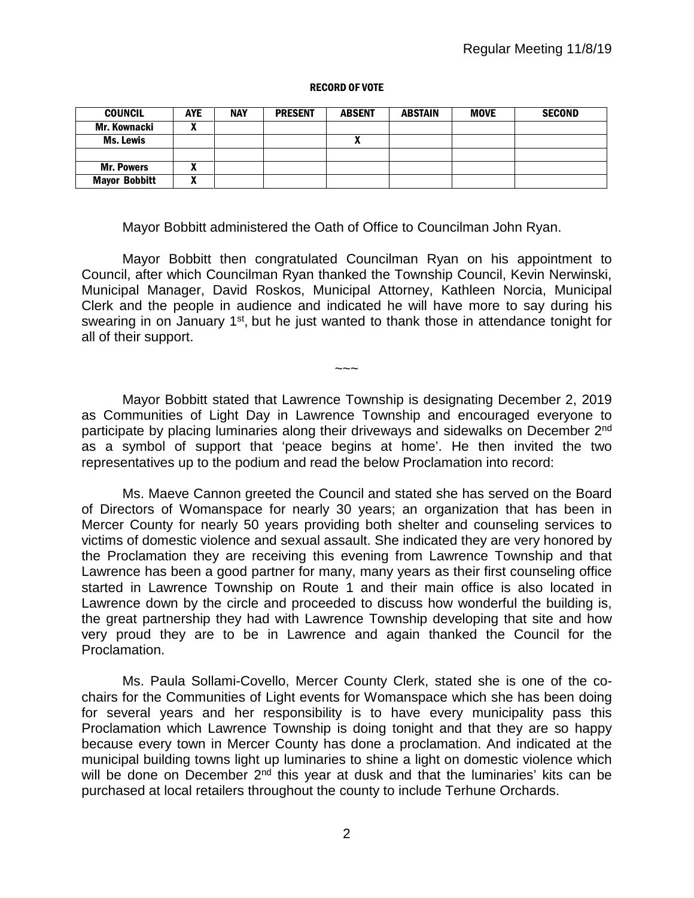**RECORD OF VOTE**

| COUNCIL | AYE | NAY | PRESENT | ABSENT | ABSTAIN | MOVE | SECOND |
|---|---|---|---|---|---|---|---|
| Mr. Kownacki | X | | | | | | |
| Ms. Lewis | | | | X | | | |
| | | | | | | | |
| Mr. Powers | X | | | | | | |
| Mayor Bobbitt | X | | | | | | |

Mayor Bobbitt administered the Oath of Office to Councilman John Ryan.

Mayor Bobbitt then congratulated Councilman Ryan on his appointment to Council, after which Councilman Ryan thanked the Township Council, Kevin Nerwinski, Municipal Manager, David Roskos, Municipal Attorney, Kathleen Norcia, Municipal Clerk and the people in audience and indicated he will have more to say during his swearing in on January 1st, but he just wanted to thank those in attendance tonight for all of their support.

~~~

Mayor Bobbitt stated that Lawrence Township is designating December 2, 2019 as Communities of Light Day in Lawrence Township and encouraged everyone to participate by placing luminaries along their driveways and sidewalks on December 2nd as a symbol of support that 'peace begins at home'. He then invited the two representatives up to the podium and read the below Proclamation into record:

Ms. Maeve Cannon greeted the Council and stated she has served on the Board of Directors of Womanspace for nearly 30 years; an organization that has been in Mercer County for nearly 50 years providing both shelter and counseling services to victims of domestic violence and sexual assault. She indicated they are very honored by the Proclamation they are receiving this evening from Lawrence Township and that Lawrence has been a good partner for many, many years as their first counseling office started in Lawrence Township on Route 1 and their main office is also located in Lawrence down by the circle and proceeded to discuss how wonderful the building is, the great partnership they had with Lawrence Township developing that site and how very proud they are to be in Lawrence and again thanked the Council for the Proclamation.

Ms. Paula Sollami-Covello, Mercer County Clerk, stated she is one of the co-chairs for the Communities of Light events for Womanspace which she has been doing for several years and her responsibility is to have every municipality pass this Proclamation which Lawrence Township is doing tonight and that they are so happy because every town in Mercer County has done a proclamation. And indicated at the municipal building towns light up luminaries to shine a light on domestic violence which will be done on December 2nd this year at dusk and that the luminaries' kits can be purchased at local retailers throughout the county to include Terhune Orchards.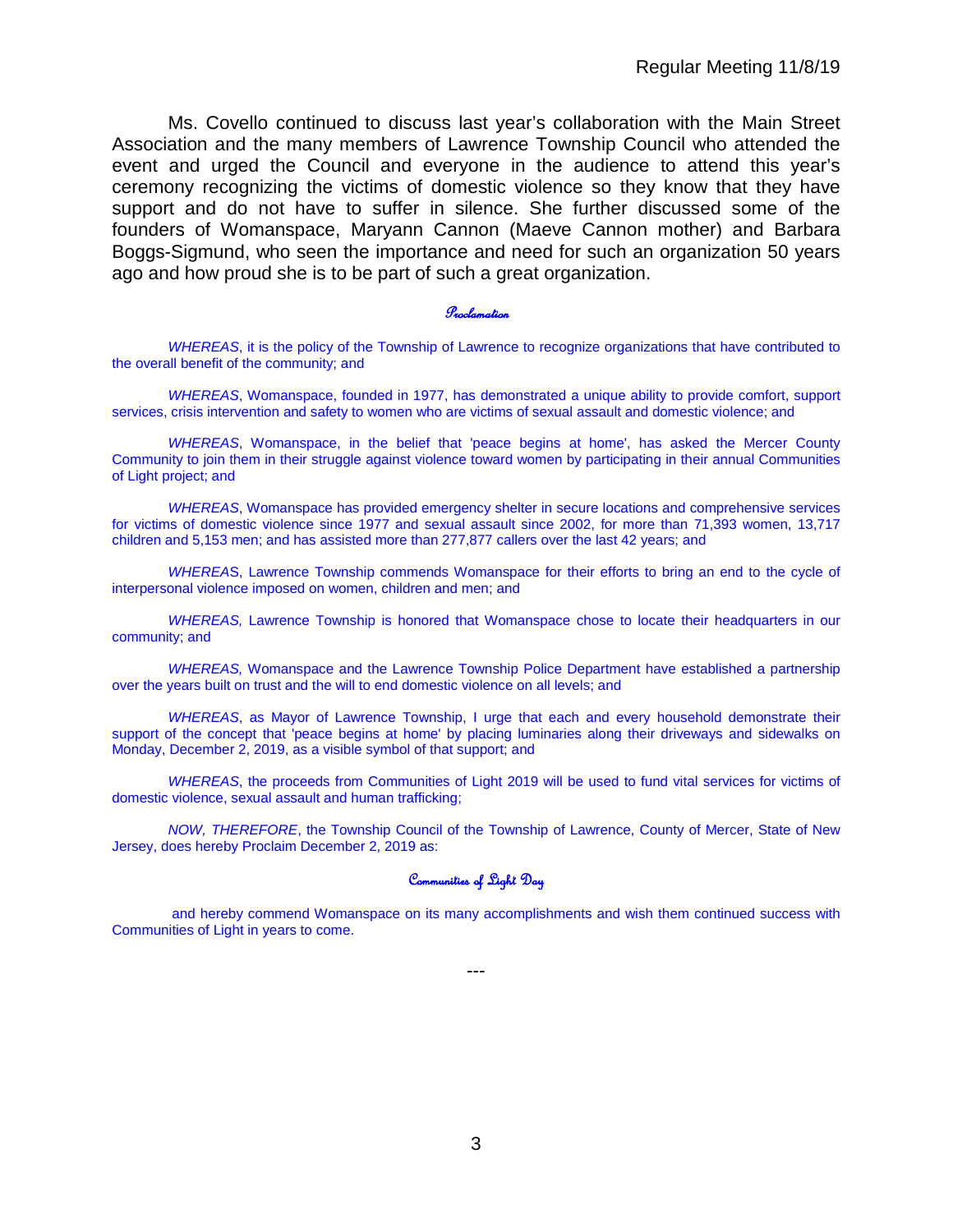Ms. Covello continued to discuss last year's collaboration with the Main Street Association and the many members of Lawrence Township Council who attended the event and urged the Council and everyone in the audience to attend this year's ceremony recognizing the victims of domestic violence so they know that they have support and do not have to suffer in silence. She further discussed some of the founders of Womanspace, Maryann Cannon (Maeve Cannon mother) and Barbara Boggs-Sigmund, who seen the importance and need for such an organization 50 years ago and how proud she is to be part of such a great organization.

## Proclamation

*WHEREAS*, it is the policy of the Township of Lawrence to recognize organizations that have contributed to the overall benefit of the community; and

*WHEREAS*, Womanspace, founded in 1977, has demonstrated a unique ability to provide comfort, support services, crisis intervention and safety to women who are victims of sexual assault and domestic violence; and

*WHEREAS*, Womanspace, in the belief that 'peace begins at home', has asked the Mercer County Community to join them in their struggle against violence toward women by participating in their annual Communities of Light project; and

*WHEREAS*, Womanspace has provided emergency shelter in secure locations and comprehensive services for victims of domestic violence since 1977 and sexual assault since 2002, for more than 71,393 women, 13,717 children and 5,153 men; and has assisted more than 277,877 callers over the last 42 years; and

*WHEREAS*, Lawrence Township commends Womanspace for their efforts to bring an end to the cycle of interpersonal violence imposed on women, children and men; and

*WHEREAS,* Lawrence Township is honored that Womanspace chose to locate their headquarters in our community; and

*WHEREAS,* Womanspace and the Lawrence Township Police Department have established a partnership over the years built on trust and the will to end domestic violence on all levels; and

*WHEREAS*, as Mayor of Lawrence Township, I urge that each and every household demonstrate their support of the concept that 'peace begins at home' by placing luminaries along their driveways and sidewalks on Monday, December 2, 2019, as a visible symbol of that support; and

*WHEREAS*, the proceeds from Communities of Light 2019 will be used to fund vital services for victims of domestic violence, sexual assault and human trafficking;

*NOW, THEREFORE*, the Township Council of the Township of Lawrence, County of Mercer, State of New Jersey, does hereby Proclaim December 2, 2019 as:

## Communities of Light Day

and hereby commend Womanspace on its many accomplishments and wish them continued success with Communities of Light in years to come.

---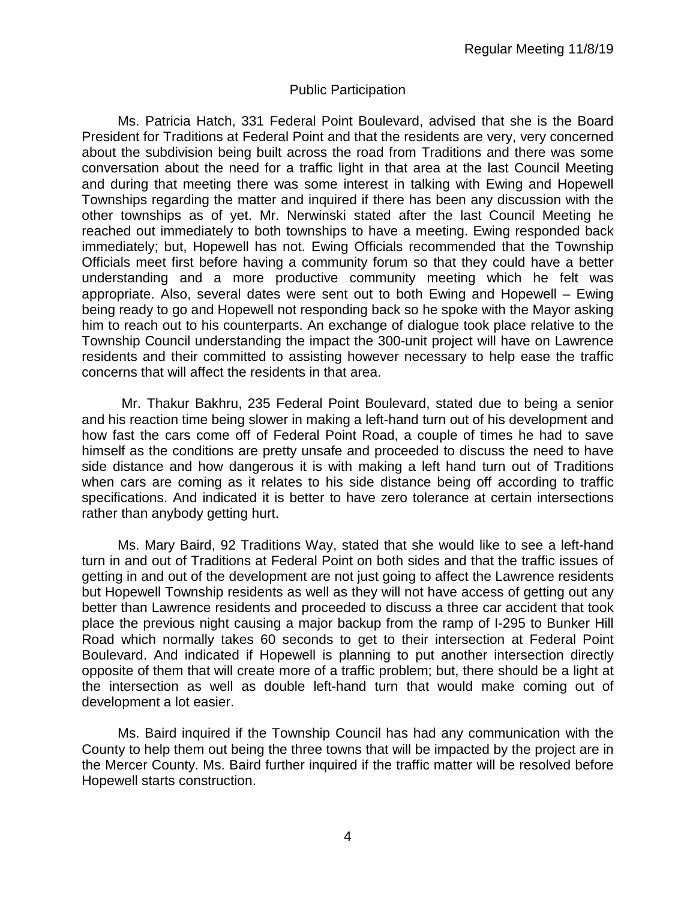## Public Participation

Ms. Patricia Hatch, 331 Federal Point Boulevard, advised that she is the Board President for Traditions at Federal Point and that the residents are very, very concerned about the subdivision being built across the road from Traditions and there was some conversation about the need for a traffic light in that area at the last Council Meeting and during that meeting there was some interest in talking with Ewing and Hopewell Townships regarding the matter and inquired if there has been any discussion with the other townships as of yet. Mr. Nerwinski stated after the last Council Meeting he reached out immediately to both townships to have a meeting. Ewing responded back immediately; but, Hopewell has not. Ewing Officials recommended that the Township Officials meet first before having a community forum so that they could have a better understanding and a more productive community meeting which he felt was appropriate. Also, several dates were sent out to both Ewing and Hopewell – Ewing being ready to go and Hopewell not responding back so he spoke with the Mayor asking him to reach out to his counterparts. An exchange of dialogue took place relative to the Township Council understanding the impact the 300-unit project will have on Lawrence residents and their committed to assisting however necessary to help ease the traffic concerns that will affect the residents in that area.

Mr. Thakur Bakhru, 235 Federal Point Boulevard, stated due to being a senior and his reaction time being slower in making a left-hand turn out of his development and how fast the cars come off of Federal Point Road, a couple of times he had to save himself as the conditions are pretty unsafe and proceeded to discuss the need to have side distance and how dangerous it is with making a left hand turn out of Traditions when cars are coming as it relates to his side distance being off according to traffic specifications. And indicated it is better to have zero tolerance at certain intersections rather than anybody getting hurt.

Ms. Mary Baird, 92 Traditions Way, stated that she would like to see a left-hand turn in and out of Traditions at Federal Point on both sides and that the traffic issues of getting in and out of the development are not just going to affect the Lawrence residents but Hopewell Township residents as well as they will not have access of getting out any better than Lawrence residents and proceeded to discuss a three car accident that took place the previous night causing a major backup from the ramp of I-295 to Bunker Hill Road which normally takes 60 seconds to get to their intersection at Federal Point Boulevard. And indicated if Hopewell is planning to put another intersection directly opposite of them that will create more of a traffic problem; but, there should be a light at the intersection as well as double left-hand turn that would make coming out of development a lot easier.

Ms. Baird inquired if the Township Council has had any communication with the County to help them out being the three towns that will be impacted by the project are in the Mercer County. Ms. Baird further inquired if the traffic matter will be resolved before Hopewell starts construction.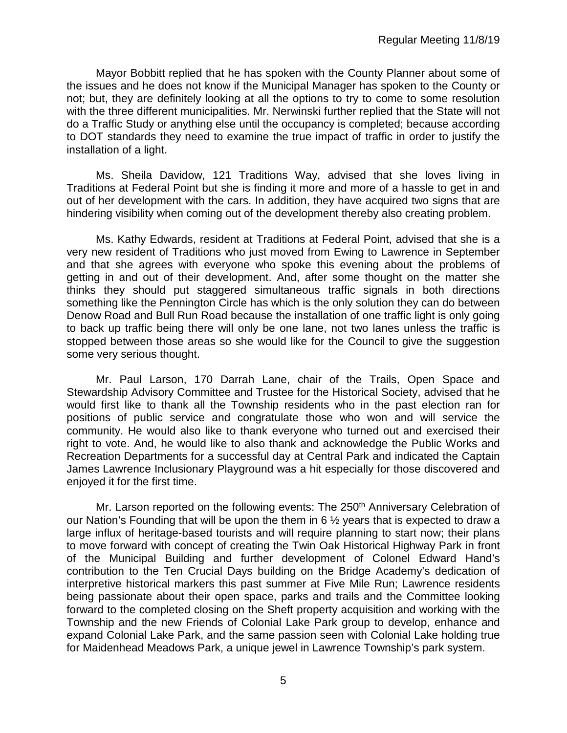Mayor Bobbitt replied that he has spoken with the County Planner about some of the issues and he does not know if the Municipal Manager has spoken to the County or not; but, they are definitely looking at all the options to try to come to some resolution with the three different municipalities. Mr. Nerwinski further replied that the State will not do a Traffic Study or anything else until the occupancy is completed; because according to DOT standards they need to examine the true impact of traffic in order to justify the installation of a light.

Ms. Sheila Davidow, 121 Traditions Way, advised that she loves living in Traditions at Federal Point but she is finding it more and more of a hassle to get in and out of her development with the cars. In addition, they have acquired two signs that are hindering visibility when coming out of the development thereby also creating problem.

Ms. Kathy Edwards, resident at Traditions at Federal Point, advised that she is a very new resident of Traditions who just moved from Ewing to Lawrence in September and that she agrees with everyone who spoke this evening about the problems of getting in and out of their development. And, after some thought on the matter she thinks they should put staggered simultaneous traffic signals in both directions something like the Pennington Circle has which is the only solution they can do between Denow Road and Bull Run Road because the installation of one traffic light is only going to back up traffic being there will only be one lane, not two lanes unless the traffic is stopped between those areas so she would like for the Council to give the suggestion some very serious thought.

Mr. Paul Larson, 170 Darrah Lane, chair of the Trails, Open Space and Stewardship Advisory Committee and Trustee for the Historical Society, advised that he would first like to thank all the Township residents who in the past election ran for positions of public service and congratulate those who won and will service the community. He would also like to thank everyone who turned out and exercised their right to vote. And, he would like to also thank and acknowledge the Public Works and Recreation Departments for a successful day at Central Park and indicated the Captain James Lawrence Inclusionary Playground was a hit especially for those discovered and enjoyed it for the first time.

Mr. Larson reported on the following events: The 250th Anniversary Celebration of our Nation's Founding that will be upon the them in 6 ½ years that is expected to draw a large influx of heritage-based tourists and will require planning to start now; their plans to move forward with concept of creating the Twin Oak Historical Highway Park in front of the Municipal Building and further development of Colonel Edward Hand's contribution to the Ten Crucial Days building on the Bridge Academy's dedication of interpretive historical markers this past summer at Five Mile Run; Lawrence residents being passionate about their open space, parks and trails and the Committee looking forward to the completed closing on the Sheft property acquisition and working with the Township and the new Friends of Colonial Lake Park group to develop, enhance and expand Colonial Lake Park, and the same passion seen with Colonial Lake holding true for Maidenhead Meadows Park, a unique jewel in Lawrence Township's park system.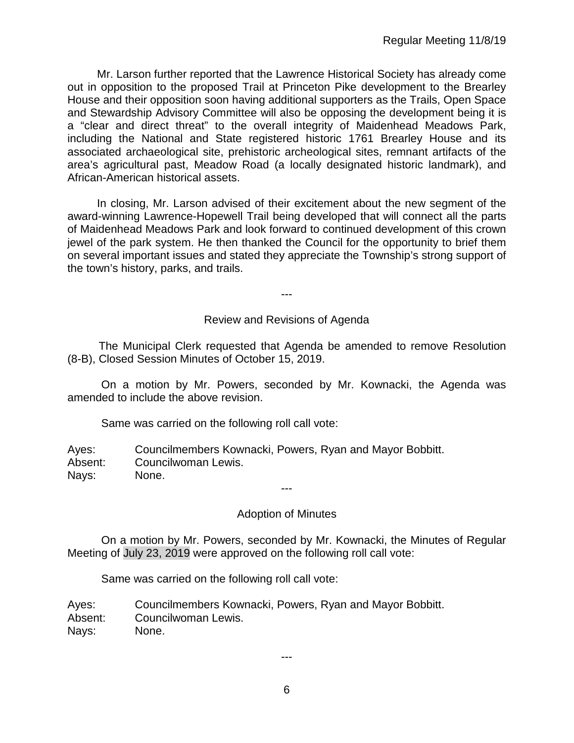Mr. Larson further reported that the Lawrence Historical Society has already come out in opposition to the proposed Trail at Princeton Pike development to the Brearley House and their opposition soon having additional supporters as the Trails, Open Space and Stewardship Advisory Committee will also be opposing the development being it is a "clear and direct threat" to the overall integrity of Maidenhead Meadows Park, including the National and State registered historic 1761 Brearley House and its associated archaeological site, prehistoric archeological sites, remnant artifacts of the area's agricultural past, Meadow Road (a locally designated historic landmark), and African-American historical assets.

In closing, Mr. Larson advised of their excitement about the new segment of the award-winning Lawrence-Hopewell Trail being developed that will connect all the parts of Maidenhead Meadows Park and look forward to continued development of this crown jewel of the park system. He then thanked the Council for the opportunity to brief them on several important issues and stated they appreciate the Township's strong support of the town's history, parks, and trails.

---

## Review and Revisions of Agenda

The Municipal Clerk requested that Agenda be amended to remove Resolution (8-B), Closed Session Minutes of October 15, 2019.

On a motion by Mr. Powers, seconded by Mr. Kownacki, the Agenda was amended to include the above revision.

Same was carried on the following roll call vote:

Ayes: Councilmembers Kownacki, Powers, Ryan and Mayor Bobbitt.
Absent: Councilwoman Lewis.
Nays: None.

---

## Adoption of Minutes

On a motion by Mr. Powers, seconded by Mr. Kownacki, the Minutes of Regular Meeting of July 23, 2019 were approved on the following roll call vote:

Same was carried on the following roll call vote:

Ayes: Councilmembers Kownacki, Powers, Ryan and Mayor Bobbitt.
Absent: Councilwoman Lewis.
Nays: None.

---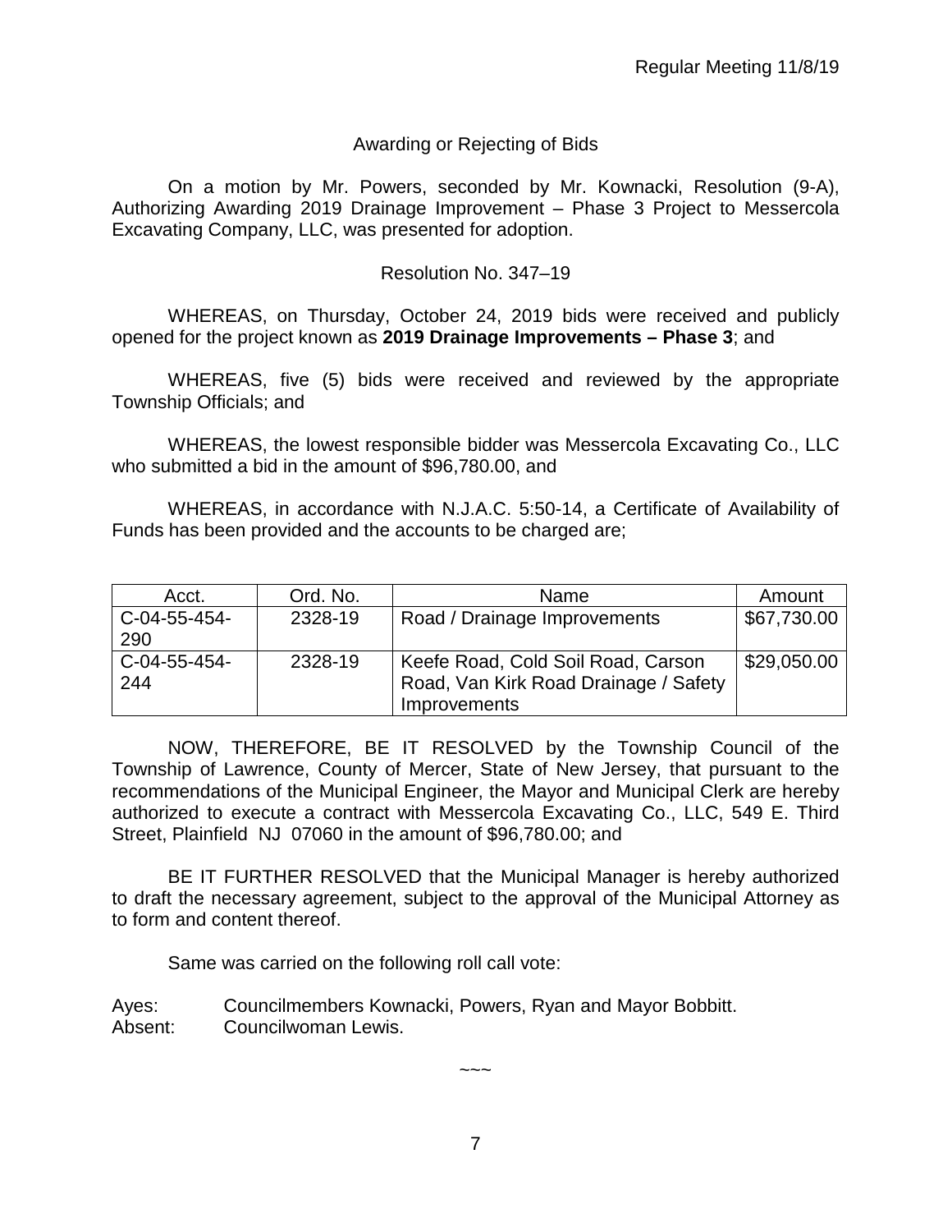Regular Meeting 11/8/19

## Awarding or Rejecting of Bids

On a motion by Mr. Powers, seconded by Mr. Kownacki, Resolution (9-A), Authorizing Awarding 2019 Drainage Improvement – Phase 3 Project to Messercola Excavating Company, LLC, was presented for adoption.

Resolution No. 347–19

WHEREAS, on Thursday, October 24, 2019 bids were received and publicly opened for the project known as **2019 Drainage Improvements – Phase 3**; and

WHEREAS, five (5) bids were received and reviewed by the appropriate Township Officials; and

WHEREAS, the lowest responsible bidder was Messercola Excavating Co., LLC who submitted a bid in the amount of $96,780.00, and

WHEREAS, in accordance with N.J.A.C. 5:50-14, a Certificate of Availability of Funds has been provided and the accounts to be charged are;

| Acct. | Ord. No. | Name | Amount |
|---|---|---|---|
| C-04-55-454-290 | 2328-19 | Road / Drainage Improvements | $67,730.00 |
| C-04-55-454-244 | 2328-19 | Keefe Road, Cold Soil Road, Carson Road, Van Kirk Road Drainage / Safety Improvements | $29,050.00 |

NOW, THEREFORE, BE IT RESOLVED by the Township Council of the Township of Lawrence, County of Mercer, State of New Jersey, that pursuant to the recommendations of the Municipal Engineer, the Mayor and Municipal Clerk are hereby authorized to execute a contract with Messercola Excavating Co., LLC, 549 E. Third Street, Plainfield NJ 07060 in the amount of $96,780.00; and

BE IT FURTHER RESOLVED that the Municipal Manager is hereby authorized to draft the necessary agreement, subject to the approval of the Municipal Attorney as to form and content thereof.

Same was carried on the following roll call vote:

Ayes: Councilmembers Kownacki, Powers, Ryan and Mayor Bobbitt.
Absent: Councilwoman Lewis.

~~~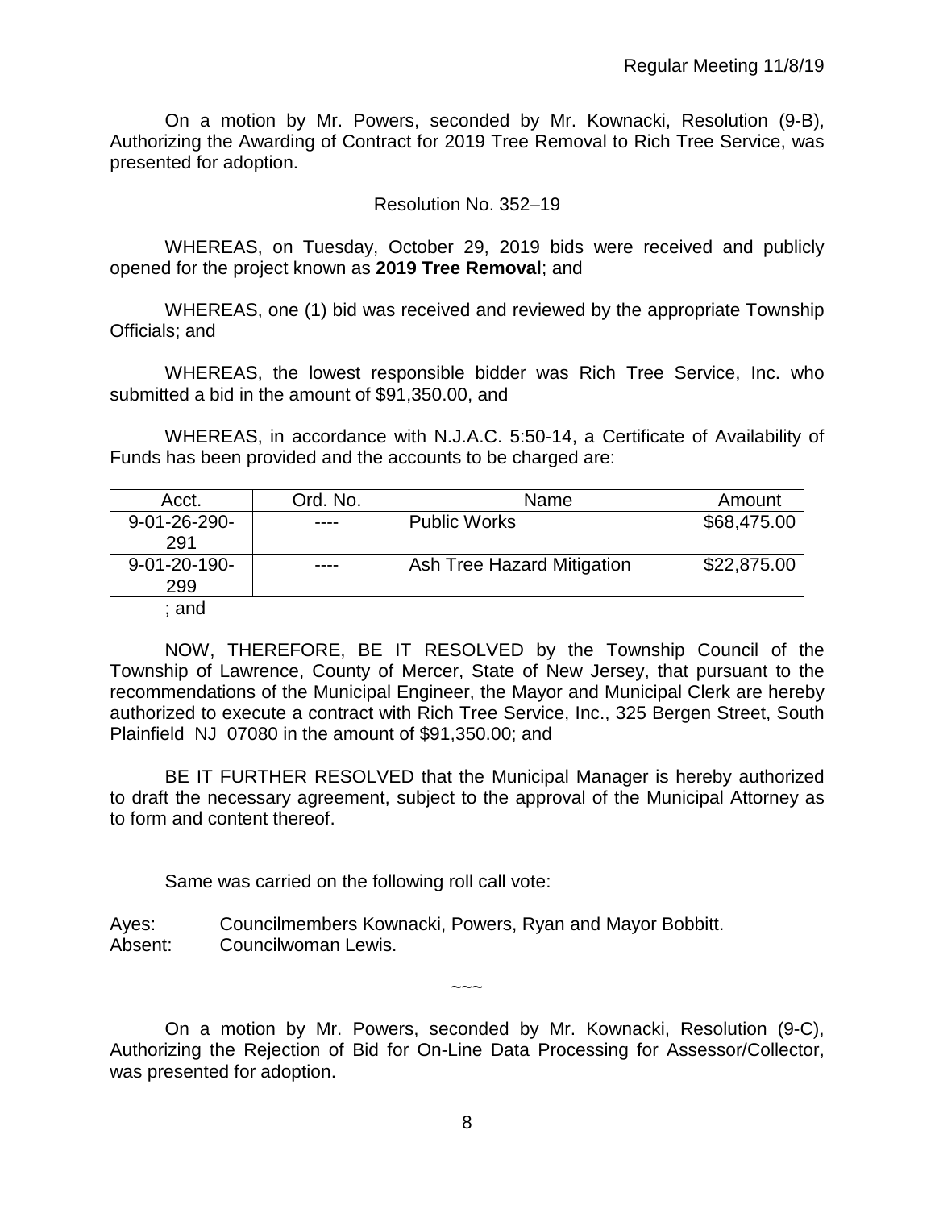On a motion by Mr. Powers, seconded by Mr. Kownacki, Resolution (9-B), Authorizing the Awarding of Contract for 2019 Tree Removal to Rich Tree Service, was presented for adoption.

Resolution No. 352–19

WHEREAS, on Tuesday, October 29, 2019 bids were received and publicly opened for the project known as **2019 Tree Removal**; and

WHEREAS, one (1) bid was received and reviewed by the appropriate Township Officials; and

WHEREAS, the lowest responsible bidder was Rich Tree Service, Inc. who submitted a bid in the amount of $91,350.00, and

WHEREAS, in accordance with N.J.A.C. 5:50-14, a Certificate of Availability of Funds has been provided and the accounts to be charged are:

| Acct. | Ord. No. | Name | Amount |
|---|---|---|---|
| 9-01-26-290-291 | ---- | Public Works | $68,475.00 |
| 9-01-20-190-299 | ---- | Ash Tree Hazard Mitigation | $22,875.00 |

; and

NOW, THEREFORE, BE IT RESOLVED by the Township Council of the Township of Lawrence, County of Mercer, State of New Jersey, that pursuant to the recommendations of the Municipal Engineer, the Mayor and Municipal Clerk are hereby authorized to execute a contract with Rich Tree Service, Inc., 325 Bergen Street, South Plainfield NJ 07080 in the amount of $91,350.00; and

BE IT FURTHER RESOLVED that the Municipal Manager is hereby authorized to draft the necessary agreement, subject to the approval of the Municipal Attorney as to form and content thereof.

Same was carried on the following roll call vote:

Ayes: Councilmembers Kownacki, Powers, Ryan and Mayor Bobbitt.
Absent: Councilwoman Lewis.

~~~

On a motion by Mr. Powers, seconded by Mr. Kownacki, Resolution (9-C), Authorizing the Rejection of Bid for On-Line Data Processing for Assessor/Collector, was presented for adoption.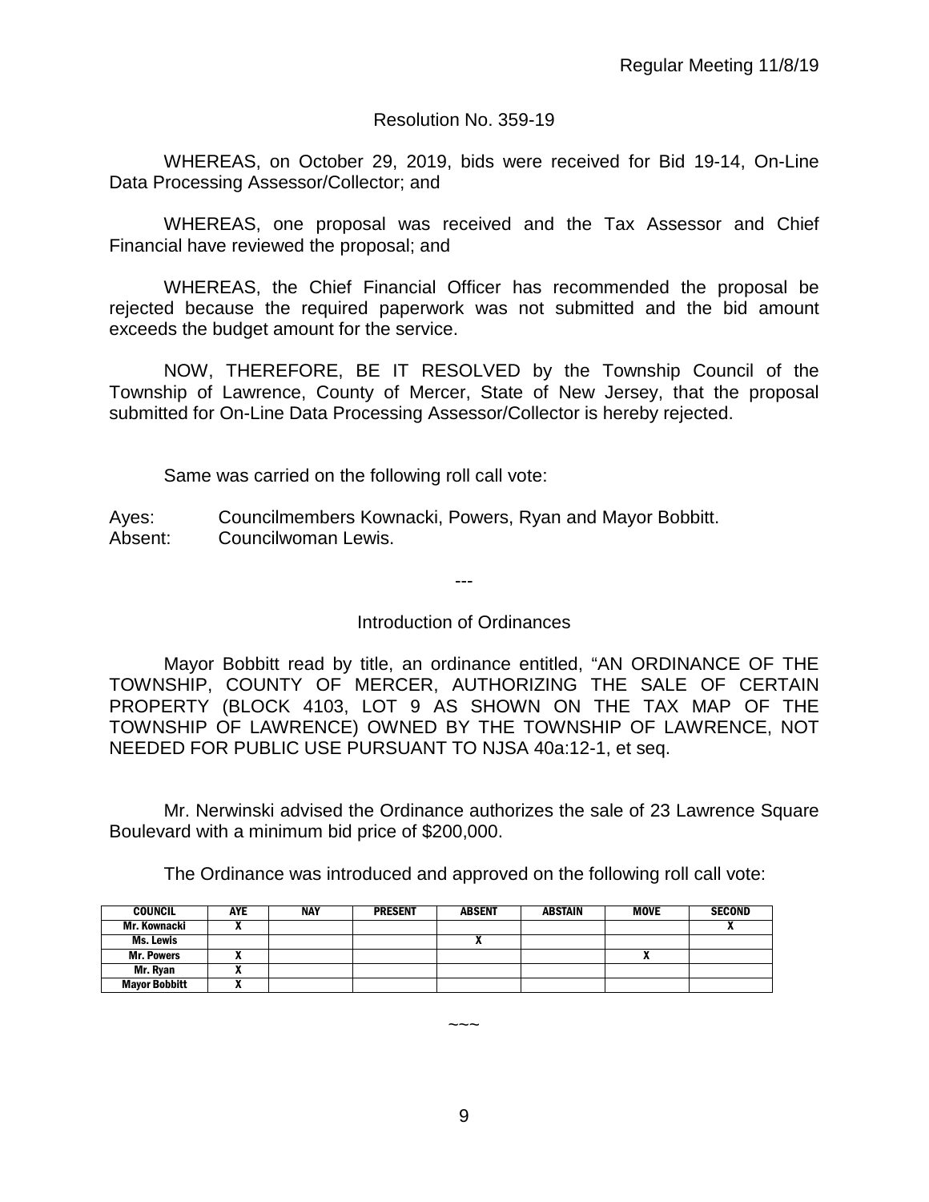Resolution No. 359-19

WHEREAS, on October 29, 2019, bids were received for Bid 19-14, On-Line Data Processing Assessor/Collector; and

WHEREAS, one proposal was received and the Tax Assessor and Chief Financial have reviewed the proposal; and

WHEREAS, the Chief Financial Officer has recommended the proposal be rejected because the required paperwork was not submitted and the bid amount exceeds the budget amount for the service.

NOW, THEREFORE, BE IT RESOLVED by the Township Council of the Township of Lawrence, County of Mercer, State of New Jersey, that the proposal submitted for On-Line Data Processing Assessor/Collector is hereby rejected.

Same was carried on the following roll call vote:

Ayes: Councilmembers Kownacki, Powers, Ryan and Mayor Bobbitt.
Absent: Councilwoman Lewis.

---

Introduction of Ordinances

Mayor Bobbitt read by title, an ordinance entitled, "AN ORDINANCE OF THE TOWNSHIP, COUNTY OF MERCER, AUTHORIZING THE SALE OF CERTAIN PROPERTY (BLOCK 4103, LOT 9 AS SHOWN ON THE TAX MAP OF THE TOWNSHIP OF LAWRENCE) OWNED BY THE TOWNSHIP OF LAWRENCE, NOT NEEDED FOR PUBLIC USE PURSUANT TO NJSA 40a:12-1, et seq.

Mr. Nerwinski advised the Ordinance authorizes the sale of 23 Lawrence Square Boulevard with a minimum bid price of $200,000.

The Ordinance was introduced and approved on the following roll call vote:

| COUNCIL | AYE | NAY | PRESENT | ABSENT | ABSTAIN | MOVE | SECOND |
|---|---|---|---|---|---|---|---|
| Mr. Kownacki | X | | | | | | X |
| Ms. Lewis | | | | X | | | |
| Mr. Powers | X | | | | | X | |
| Mr. Ryan | X | | | | | | |
| Mayor Bobbitt | X | | | | | | |

~~~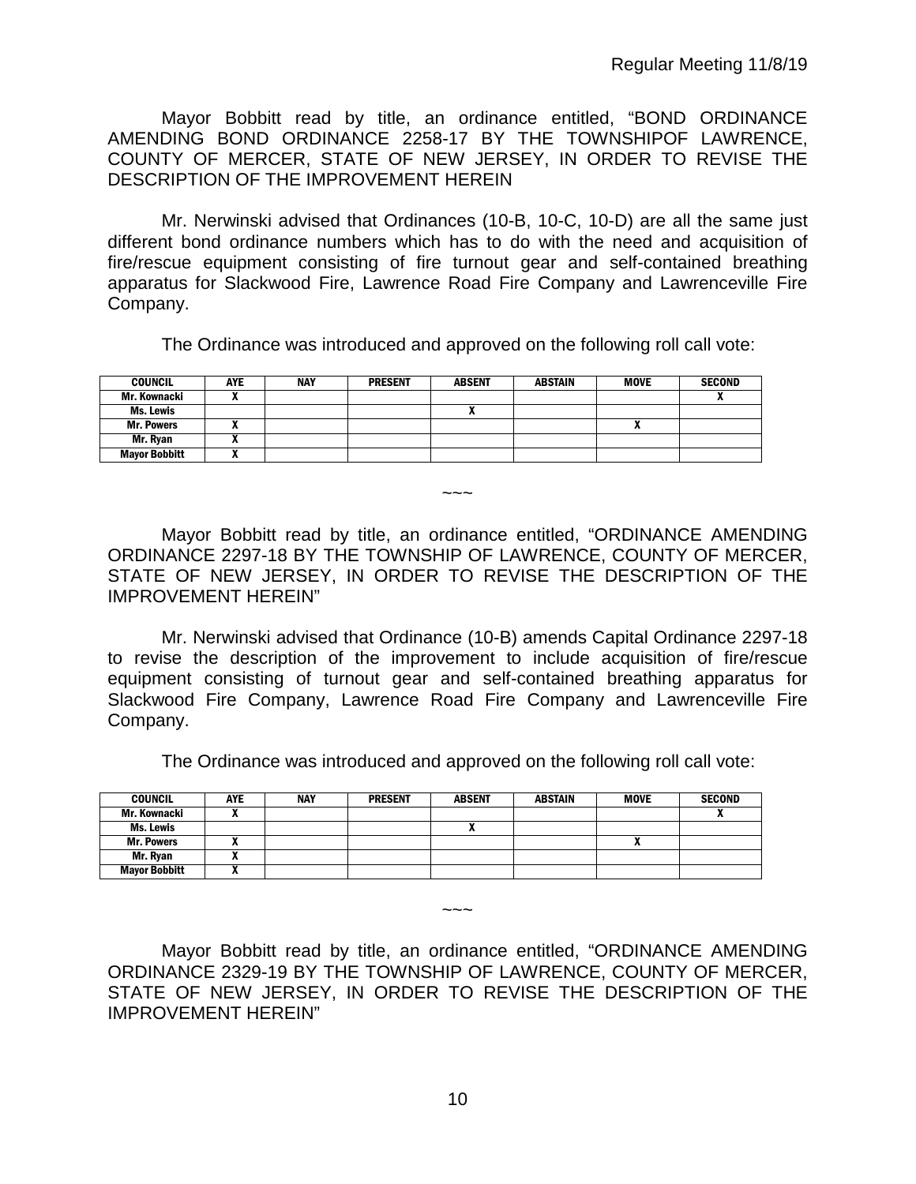Mayor Bobbitt read by title, an ordinance entitled, "BOND ORDINANCE AMENDING BOND ORDINANCE 2258-17 BY THE TOWNSHIPOF LAWRENCE, COUNTY OF MERCER, STATE OF NEW JERSEY, IN ORDER TO REVISE THE DESCRIPTION OF THE IMPROVEMENT HEREIN

Mr. Nerwinski advised that Ordinances (10-B, 10-C, 10-D) are all the same just different bond ordinance numbers which has to do with the need and acquisition of fire/rescue equipment consisting of fire turnout gear and self-contained breathing apparatus for Slackwood Fire, Lawrence Road Fire Company and Lawrenceville Fire Company.

The Ordinance was introduced and approved on the following roll call vote:

| COUNCIL | AYE | NAY | PRESENT | ABSENT | ABSTAIN | MOVE | SECOND |
|---|---|---|---|---|---|---|---|
| Mr. Kownacki | X | | | | | | X |
| Ms. Lewis | | | | X | | | |
| Mr. Powers | X | | | | | X | |
| Mr. Ryan | X | | | | | | |
| Mayor Bobbitt | X | | | | | | |

~~~

Mayor Bobbitt read by title, an ordinance entitled, "ORDINANCE AMENDING ORDINANCE 2297-18 BY THE TOWNSHIP OF LAWRENCE, COUNTY OF MERCER, STATE OF NEW JERSEY, IN ORDER TO REVISE THE DESCRIPTION OF THE IMPROVEMENT HEREIN"

Mr. Nerwinski advised that Ordinance (10-B) amends Capital Ordinance 2297-18 to revise the description of the improvement to include acquisition of fire/rescue equipment consisting of turnout gear and self-contained breathing apparatus for Slackwood Fire Company, Lawrence Road Fire Company and Lawrenceville Fire Company.

The Ordinance was introduced and approved on the following roll call vote:

| COUNCIL | AYE | NAY | PRESENT | ABSENT | ABSTAIN | MOVE | SECOND |
|---|---|---|---|---|---|---|---|
| Mr. Kownacki | X | | | | | | X |
| Ms. Lewis | | | | X | | | |
| Mr. Powers | X | | | | | X | |
| Mr. Ryan | X | | | | | | |
| Mayor Bobbitt | X | | | | | | |

~~~

Mayor Bobbitt read by title, an ordinance entitled, "ORDINANCE AMENDING ORDINANCE 2329-19 BY THE TOWNSHIP OF LAWRENCE, COUNTY OF MERCER, STATE OF NEW JERSEY, IN ORDER TO REVISE THE DESCRIPTION OF THE IMPROVEMENT HEREIN"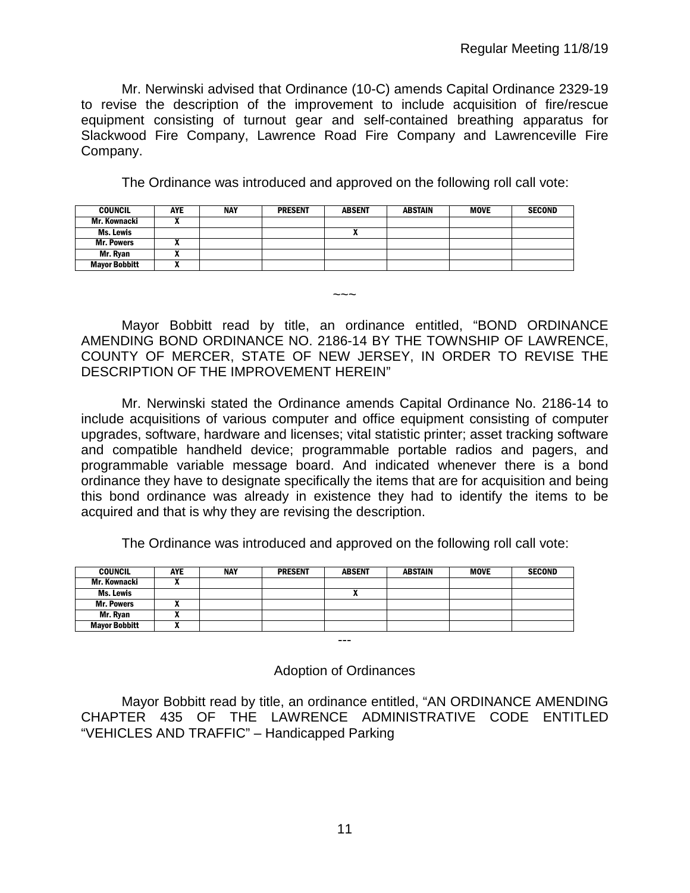Mr. Nerwinski advised that Ordinance (10-C) amends Capital Ordinance 2329-19 to revise the description of the improvement to include acquisition of fire/rescue equipment consisting of turnout gear and self-contained breathing apparatus for Slackwood Fire Company, Lawrence Road Fire Company and Lawrenceville Fire Company.

The Ordinance was introduced and approved on the following roll call vote:

| COUNCIL | AYE | NAY | PRESENT | ABSENT | ABSTAIN | MOVE | SECOND |
|---|---|---|---|---|---|---|---|
| Mr. Kownacki | X | | | | | | |
| Ms. Lewis | | | | X | | | |
| Mr. Powers | X | | | | | | |
| Mr. Ryan | X | | | | | | |
| Mayor Bobbitt | X | | | | | | |

~~~

Mayor Bobbitt read by title, an ordinance entitled, "BOND ORDINANCE AMENDING BOND ORDINANCE NO. 2186-14 BY THE TOWNSHIP OF LAWRENCE, COUNTY OF MERCER, STATE OF NEW JERSEY, IN ORDER TO REVISE THE DESCRIPTION OF THE IMPROVEMENT HEREIN"

Mr. Nerwinski stated the Ordinance amends Capital Ordinance No. 2186-14 to include acquisitions of various computer and office equipment consisting of computer upgrades, software, hardware and licenses; vital statistic printer; asset tracking software and compatible handheld device; programmable portable radios and pagers, and programmable variable message board. And indicated whenever there is a bond ordinance they have to designate specifically the items that are for acquisition and being this bond ordinance was already in existence they had to identify the items to be acquired and that is why they are revising the description.

The Ordinance was introduced and approved on the following roll call vote:

| COUNCIL | AYE | NAY | PRESENT | ABSENT | ABSTAIN | MOVE | SECOND |
|---|---|---|---|---|---|---|---|
| Mr. Kownacki | X | | | | | | |
| Ms. Lewis | | | | X | | | |
| Mr. Powers | X | | | | | | |
| Mr. Ryan | X | | | | | | |
| Mayor Bobbitt | X | | | | | | |

---

Adoption of Ordinances

Mayor Bobbitt read by title, an ordinance entitled, "AN ORDINANCE AMENDING CHAPTER 435 OF THE LAWRENCE ADMINISTRATIVE CODE ENTITLED "VEHICLES AND TRAFFIC" – Handicapped Parking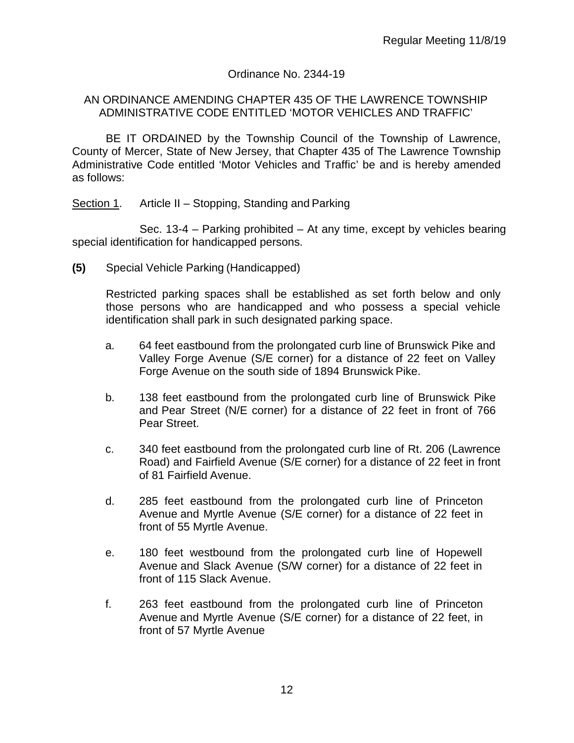Regular Meeting 11/8/19

Ordinance No. 2344-19

AN ORDINANCE AMENDING CHAPTER 435 OF THE LAWRENCE TOWNSHIP ADMINISTRATIVE CODE ENTITLED 'MOTOR VEHICLES AND TRAFFIC'

BE IT ORDAINED by the Township Council of the Township of Lawrence, County of Mercer, State of New Jersey, that Chapter 435 of The Lawrence Township Administrative Code entitled 'Motor Vehicles and Traffic' be and is hereby amended as follows:

Section 1. Article II – Stopping, Standing and Parking

Sec. 13-4 – Parking prohibited – At any time, except by vehicles bearing special identification for handicapped persons.

**(5)** Special Vehicle Parking (Handicapped)

Restricted parking spaces shall be established as set forth below and only those persons who are handicapped and who possess a special vehicle identification shall park in such designated parking space.

a. 64 feet eastbound from the prolongated curb line of Brunswick Pike and Valley Forge Avenue (S/E corner) for a distance of 22 feet on Valley Forge Avenue on the south side of 1894 Brunswick Pike.

b. 138 feet eastbound from the prolongated curb line of Brunswick Pike and Pear Street (N/E corner) for a distance of 22 feet in front of 766 Pear Street.

c. 340 feet eastbound from the prolongated curb line of Rt. 206 (Lawrence Road) and Fairfield Avenue (S/E corner) for a distance of 22 feet in front of 81 Fairfield Avenue.

d. 285 feet eastbound from the prolongated curb line of Princeton Avenue and Myrtle Avenue (S/E corner) for a distance of 22 feet in front of 55 Myrtle Avenue.

e. 180 feet westbound from the prolongated curb line of Hopewell Avenue and Slack Avenue (S/W corner) for a distance of 22 feet in front of 115 Slack Avenue.

f. 263 feet eastbound from the prolongated curb line of Princeton Avenue and Myrtle Avenue (S/E corner) for a distance of 22 feet, in front of 57 Myrtle Avenue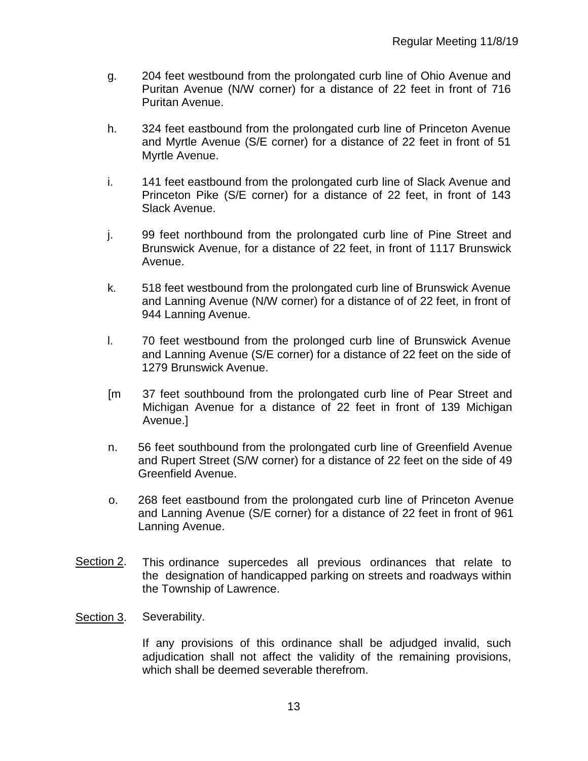g. 204 feet westbound from the prolongated curb line of Ohio Avenue and Puritan Avenue (N/W corner) for a distance of 22 feet in front of 716 Puritan Avenue.

h. 324 feet eastbound from the prolongated curb line of Princeton Avenue and Myrtle Avenue (S/E corner) for a distance of 22 feet in front of 51 Myrtle Avenue.

i. 141 feet eastbound from the prolongated curb line of Slack Avenue and Princeton Pike (S/E corner) for a distance of 22 feet, in front of 143 Slack Avenue.

j. 99 feet northbound from the prolongated curb line of Pine Street and Brunswick Avenue, for a distance of 22 feet, in front of 1117 Brunswick Avenue.

k. 518 feet westbound from the prolongated curb line of Brunswick Avenue and Lanning Avenue (N/W corner) for a distance of of 22 feet, in front of 944 Lanning Avenue.

l. 70 feet westbound from the prolonged curb line of Brunswick Avenue and Lanning Avenue (S/E corner) for a distance of 22 feet on the side of 1279 Brunswick Avenue.

[m 37 feet southbound from the prolongated curb line of Pear Street and Michigan Avenue for a distance of 22 feet in front of 139 Michigan Avenue.]

n. 56 feet southbound from the prolongated curb line of Greenfield Avenue and Rupert Street (S/W corner) for a distance of 22 feet on the side of 49 Greenfield Avenue.

o. 268 feet eastbound from the prolongated curb line of Princeton Avenue and Lanning Avenue (S/E corner) for a distance of 22 feet in front of 961 Lanning Avenue.

Section 2. This ordinance supercedes all previous ordinances that relate to the designation of handicapped parking on streets and roadways within the Township of Lawrence.

Section 3. Severability.

If any provisions of this ordinance shall be adjudged invalid, such adjudication shall not affect the validity of the remaining provisions, which shall be deemed severable therefrom.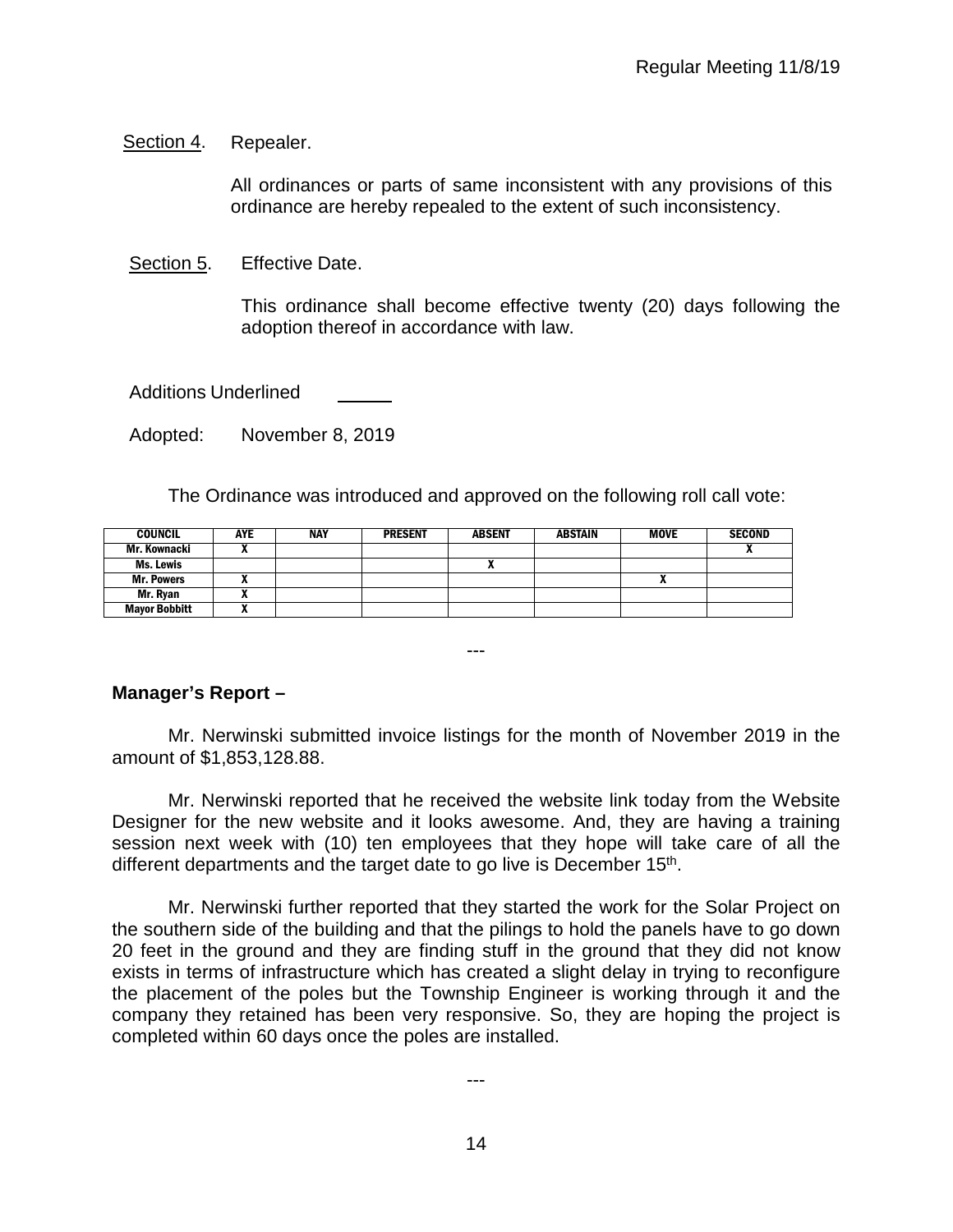Section 4. Repealer.

All ordinances or parts of same inconsistent with any provisions of this ordinance are hereby repealed to the extent of such inconsistency.

Section 5. Effective Date.

This ordinance shall become effective twenty (20) days following the adoption thereof in accordance with law.

Additions Underlined ______

Adopted: November 8, 2019

The Ordinance was introduced and approved on the following roll call vote:

| COUNCIL | AYE | NAY | PRESENT | ABSENT | ABSTAIN | MOVE | SECOND |
|---|---|---|---|---|---|---|---|
| Mr. Kownacki | X | | | | | | X |
| Ms. Lewis | | | | X | | | |
| Mr. Powers | X | | | | | X | |
| Mr. Ryan | X | | | | | | |
| Mayor Bobbitt | X | | | | | | |

---

**Manager's Report –**

Mr. Nerwinski submitted invoice listings for the month of November 2019 in the amount of $1,853,128.88.

Mr. Nerwinski reported that he received the website link today from the Website Designer for the new website and it looks awesome. And, they are having a training session next week with (10) ten employees that they hope will take care of all the different departments and the target date to go live is December 15th.

Mr. Nerwinski further reported that they started the work for the Solar Project on the southern side of the building and that the pilings to hold the panels have to go down 20 feet in the ground and they are finding stuff in the ground that they did not know exists in terms of infrastructure which has created a slight delay in trying to reconfigure the placement of the poles but the Township Engineer is working through it and the company they retained has been very responsive. So, they are hoping the project is completed within 60 days once the poles are installed.

---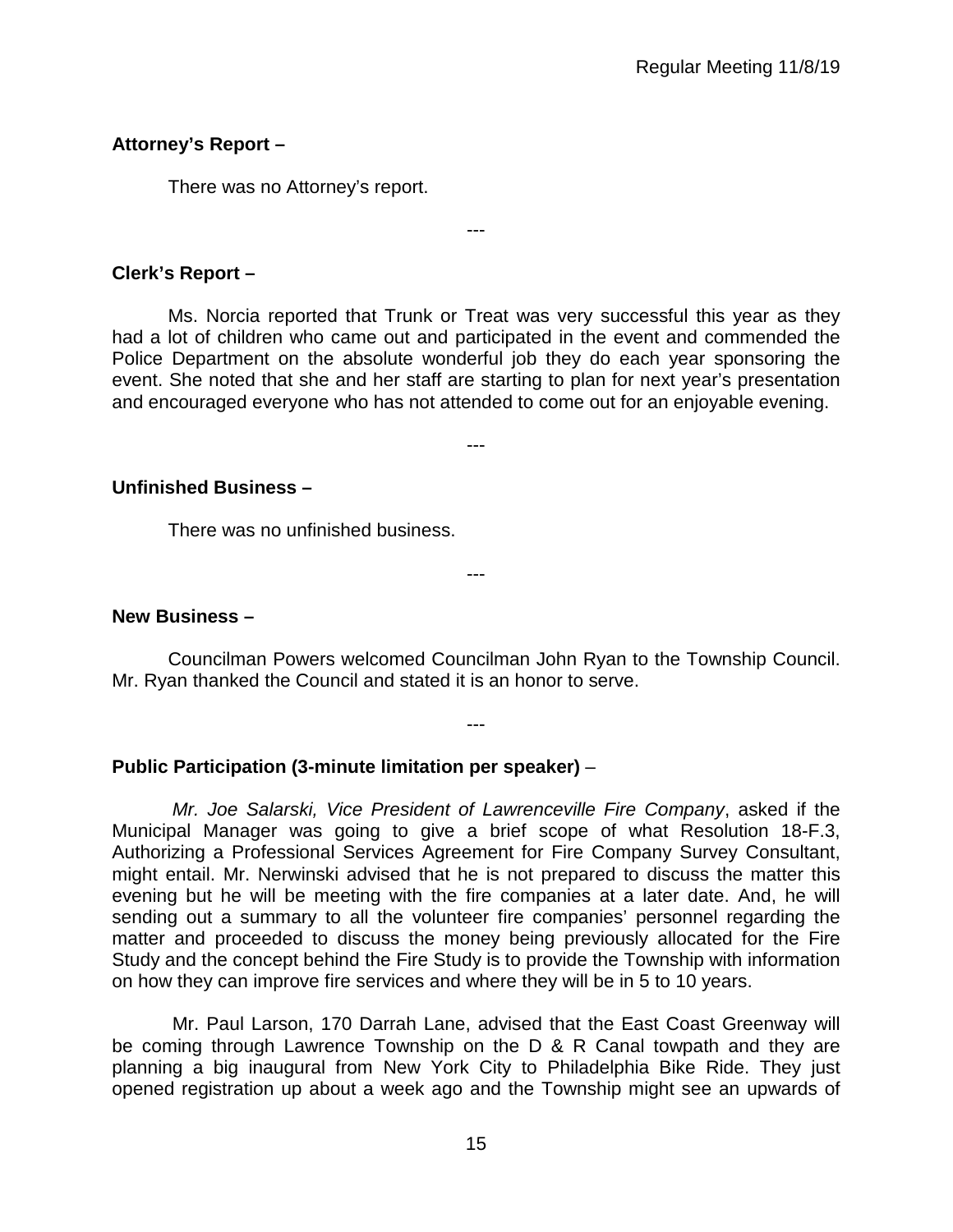**Attorney's Report –**

There was no Attorney's report.

---

**Clerk's Report –**

Ms. Norcia reported that Trunk or Treat was very successful this year as they had a lot of children who came out and participated in the event and commended the Police Department on the absolute wonderful job they do each year sponsoring the event. She noted that she and her staff are starting to plan for next year's presentation and encouraged everyone who has not attended to come out for an enjoyable evening.

---

**Unfinished Business –**

There was no unfinished business.

---

**New Business –**

Councilman Powers welcomed Councilman John Ryan to the Township Council. Mr. Ryan thanked the Council and stated it is an honor to serve.

---

**Public Participation (3-minute limitation per speaker)** –

*Mr. Joe Salarski, Vice President of Lawrenceville Fire Company*, asked if the Municipal Manager was going to give a brief scope of what Resolution 18-F.3, Authorizing a Professional Services Agreement for Fire Company Survey Consultant, might entail. Mr. Nerwinski advised that he is not prepared to discuss the matter this evening but he will be meeting with the fire companies at a later date. And, he will sending out a summary to all the volunteer fire companies' personnel regarding the matter and proceeded to discuss the money being previously allocated for the Fire Study and the concept behind the Fire Study is to provide the Township with information on how they can improve fire services and where they will be in 5 to 10 years.

Mr. Paul Larson, 170 Darrah Lane, advised that the East Coast Greenway will be coming through Lawrence Township on the D & R Canal towpath and they are planning a big inaugural from New York City to Philadelphia Bike Ride. They just opened registration up about a week ago and the Township might see an upwards of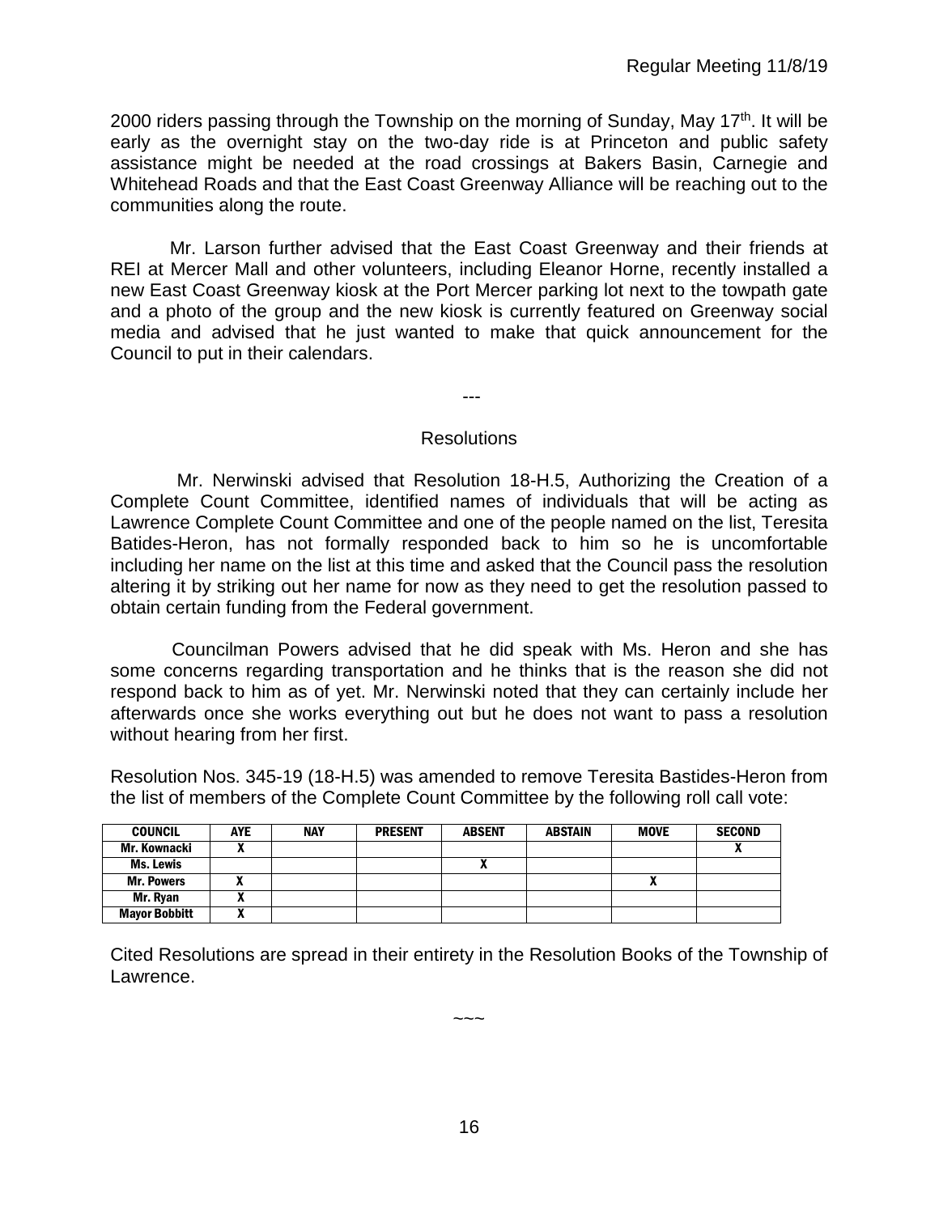2000 riders passing through the Township on the morning of Sunday, May 17th. It will be early as the overnight stay on the two-day ride is at Princeton and public safety assistance might be needed at the road crossings at Bakers Basin, Carnegie and Whitehead Roads and that the East Coast Greenway Alliance will be reaching out to the communities along the route.

Mr. Larson further advised that the East Coast Greenway and their friends at REI at Mercer Mall and other volunteers, including Eleanor Horne, recently installed a new East Coast Greenway kiosk at the Port Mercer parking lot next to the towpath gate and a photo of the group and the new kiosk is currently featured on Greenway social media and advised that he just wanted to make that quick announcement for the Council to put in their calendars.

---

## Resolutions

Mr. Nerwinski advised that Resolution 18-H.5, Authorizing the Creation of a Complete Count Committee, identified names of individuals that will be acting as Lawrence Complete Count Committee and one of the people named on the list, Teresita Batides-Heron, has not formally responded back to him so he is uncomfortable including her name on the list at this time and asked that the Council pass the resolution altering it by striking out her name for now as they need to get the resolution passed to obtain certain funding from the Federal government.

Councilman Powers advised that he did speak with Ms. Heron and she has some concerns regarding transportation and he thinks that is the reason she did not respond back to him as of yet. Mr. Nerwinski noted that they can certainly include her afterwards once she works everything out but he does not want to pass a resolution without hearing from her first.

Resolution Nos. 345-19 (18-H.5) was amended to remove Teresita Bastides-Heron from the list of members of the Complete Count Committee by the following roll call vote:

| COUNCIL | AYE | NAY | PRESENT | ABSENT | ABSTAIN | MOVE | SECOND |
|---|---|---|---|---|---|---|---|
| Mr. Kownacki | X | | | | | | X |
| Ms. Lewis | | | | X | | | |
| Mr. Powers | X | | | | | X | |
| Mr. Ryan | X | | | | | | |
| Mayor Bobbitt | X | | | | | | |

Cited Resolutions are spread in their entirety in the Resolution Books of the Township of Lawrence.

~~~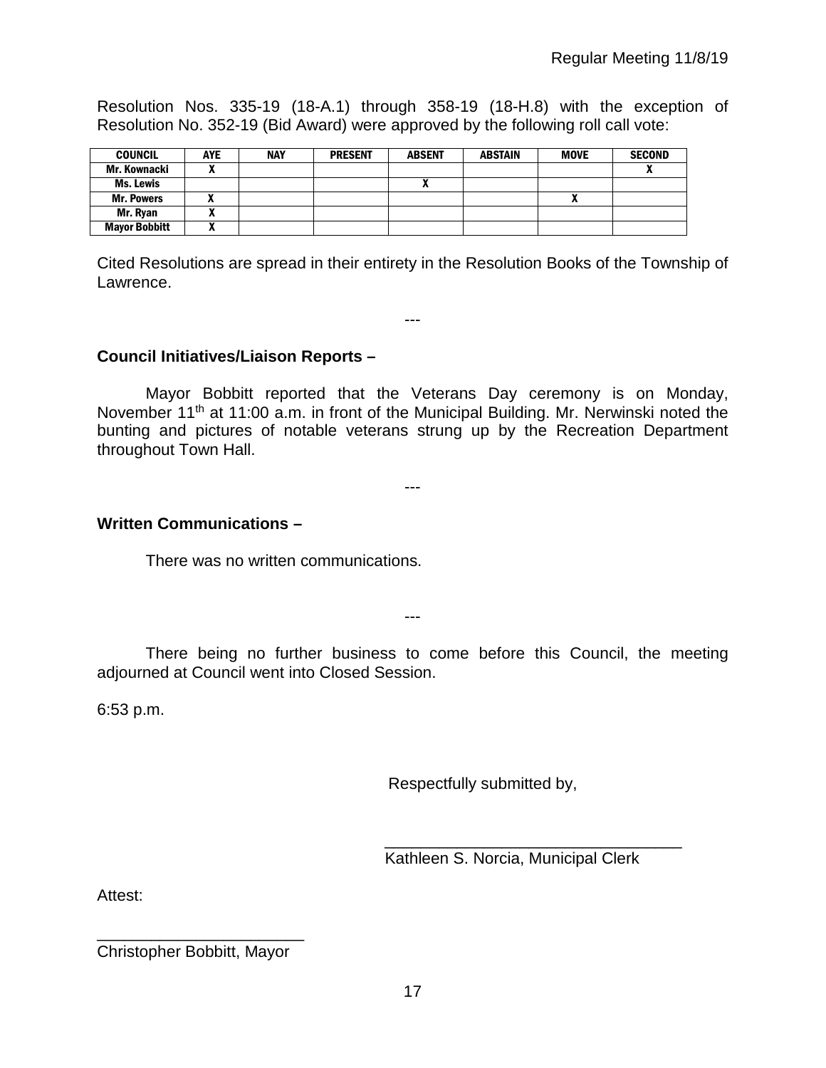Resolution Nos. 335-19 (18-A.1) through 358-19 (18-H.8) with the exception of Resolution No. 352-19 (Bid Award) were approved by the following roll call vote:

| COUNCIL | AYE | NAY | PRESENT | ABSENT | ABSTAIN | MOVE | SECOND |
|---|---|---|---|---|---|---|---|
| Mr. Kownacki | X | | | | | | X |
| Ms. Lewis | | | | X | | | |
| Mr. Powers | X | | | | | X | |
| Mr. Ryan | X | | | | | | |
| Mayor Bobbitt | X | | | | | | |

Cited Resolutions are spread in their entirety in the Resolution Books of the Township of Lawrence.

---

**Council Initiatives/Liaison Reports –**

Mayor Bobbitt reported that the Veterans Day ceremony is on Monday, November 11th at 11:00 a.m. in front of the Municipal Building. Mr. Nerwinski noted the bunting and pictures of notable veterans strung up by the Recreation Department throughout Town Hall.

---

**Written Communications –**

There was no written communications.

---

There being no further business to come before this Council, the meeting adjourned at Council went into Closed Session.

6:53 p.m.

Respectfully submitted by,

\_\_\_\_\_\_\_\_\_\_\_\_\_\_\_\_\_\_\_\_\_\_\_\_\_\_\_\_\_\_\_\_\_\_\_
Kathleen S. Norcia, Municipal Clerk

Attest:

\_\_\_\_\_\_\_\_\_\_\_\_\_\_\_\_\_\_\_\_\_\_\_\_
Christopher Bobbitt, Mayor